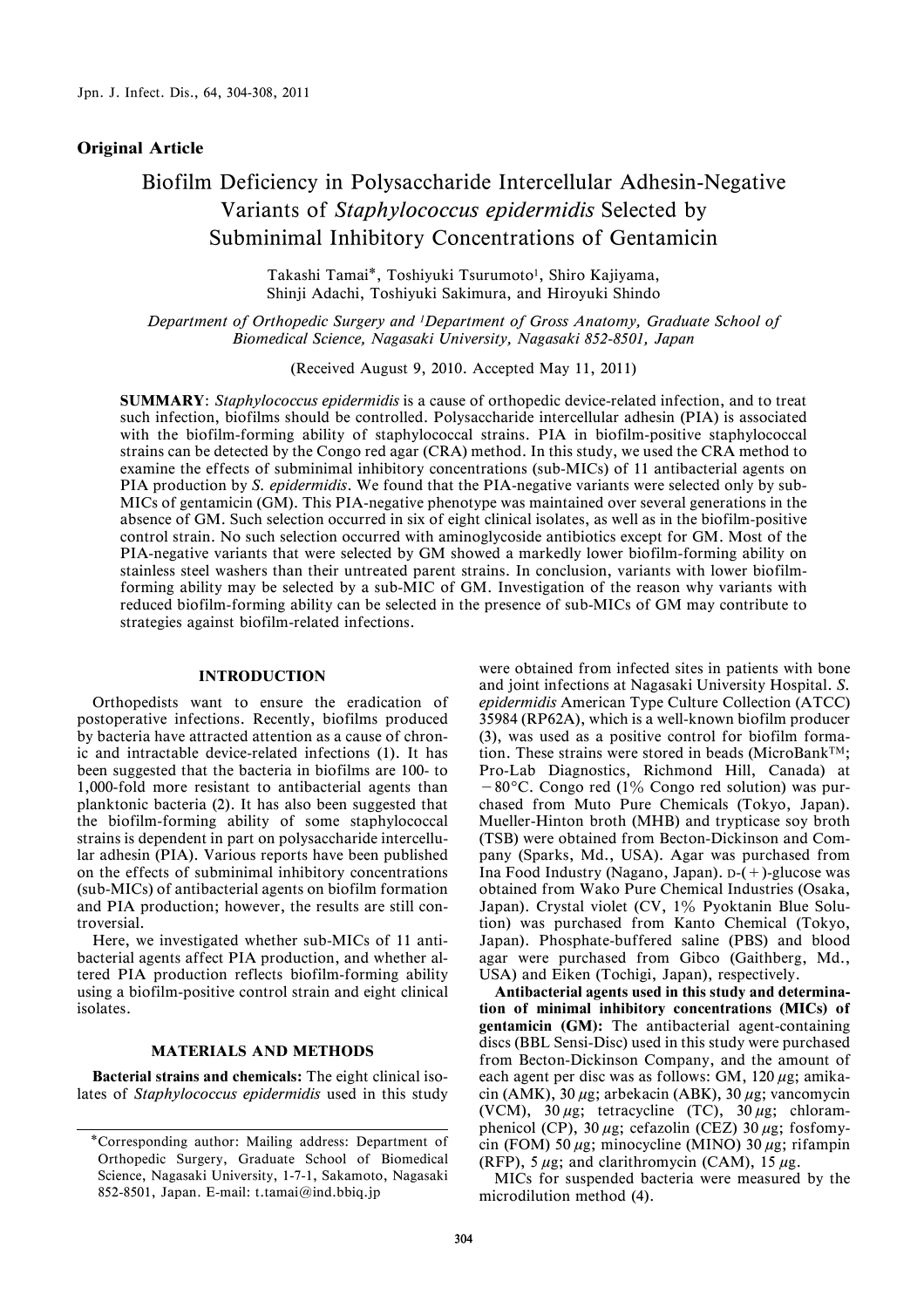## Original Article

# Biofilm Deficiency in Polysaccharide Intercellular Adhesin-Negative Variants of *Staphylococcus epidermidis* Selected by Subminimal Inhibitory Concentrations of Gentamicin

Takashi Tamai*, Toshiyuki Tsurumoto[1], Shiro Kajiyama, Shinji Adachi, Toshiyuki Sakimura, and Hiroyuki Shindo

*Department of Orthopedic Surgery and [1]Department of Gross Anatomy, Graduate School of Biomedical Science, Nagasaki University, Nagasaki 852-8501, Japan*

(Received August 9, 2010. Accepted May 11, 2011)

**SUMMARY**: *Staphylococcus epidermidis* is a cause of orthopedic device-related infection, and to treat such infection, biofilms should be controlled. Polysaccharide intercellular adhesin (PIA) is associated with the biofilm-forming ability of staphylococcal strains. PIA in biofilm-positive staphylococcal strains can be detected by the Congo red agar (CRA) method. In this study, we used the CRA method to examine the effects of subminimal inhibitory concentrations (sub-MICs) of 11 antibacterial agents on PIA production by *S. epidermidis*. We found that the PIA-negative variants were selected only by sub-MICs of gentamicin (GM). This PIA-negative phenotype was maintained over several generations in the absence of GM. Such selection occurred in six of eight clinical isolates, as well as in the biofilm-positive control strain. No such selection occurred with aminoglycoside antibiotics except for GM. Most of the PIA-negative variants that were selected by GM showed a markedly lower biofilm-forming ability on stainless steel washers than their untreated parent strains. In conclusion, variants with lower biofilm-forming ability may be selected by a sub-MIC of GM. Investigation of the reason why variants with reduced biofilm-forming ability can be selected in the presence of sub-MICs of GM may contribute to strategies against biofilm-related infections.

## INTRODUCTION

Orthopedists want to ensure the eradication of postoperative infections. Recently, biofilms produced by bacteria have attracted attention as a cause of chronic and intractable device-related infections (1). It has been suggested that the bacteria in biofilms are 100- to 1,000-fold more resistant to antibacterial agents than planktonic bacteria (2). It has also been suggested that the biofilm-forming ability of some staphylococcal strains is dependent in part on polysaccharide intercellular adhesin (PIA). Various reports have been published on the effects of subminimal inhibitory concentrations (sub-MICs) of antibacterial agents on biofilm formation and PIA production; however, the results are still controversial.

Here, we investigated whether sub-MICs of 11 antibacterial agents affect PIA production, and whether altered PIA production reflects biofilm-forming ability using a biofilm-positive control strain and eight clinical isolates.

## MATERIALS AND METHODS

**Bacterial strains and chemicals:** The eight clinical isolates of *Staphylococcus epidermidis* used in this study were obtained from infected sites in patients with bone and joint infections at Nagasaki University Hospital. *S. epidermidis* American Type Culture Collection (ATCC) 35984 (RP62A), which is a well-known biofilm producer (3), was used as a positive control for biofilm formation. These strains were stored in beads (MicroBank™; Pro-Lab Diagnostics, Richmond Hill, Canada) at −80°C. Congo red (1% Congo red solution) was purchased from Muto Pure Chemicals (Tokyo, Japan). Mueller-Hinton broth (MHB) and trypticase soy broth (TSB) were obtained from Becton-Dickinson and Company (Sparks, Md., USA). Agar was purchased from Ina Food Industry (Nagano, Japan). D-(+)-glucose was obtained from Wako Pure Chemical Industries (Osaka, Japan). Crystal violet (CV, 1% Pyoktanin Blue Solution) was purchased from Kanto Chemical (Tokyo, Japan). Phosphate-buffered saline (PBS) and blood agar were purchased from Gibco (Gaithberg, Md., USA) and Eiken (Tochigi, Japan), respectively.

**Antibacterial agents used in this study and determination of minimal inhibitory concentrations (MICs) of gentamicin (GM):** The antibacterial agent-containing discs (BBL Sensi-Disc) used in this study were purchased from Becton-Dickinson Company, and the amount of each agent per disc was as follows: GM, 120 μg; amikacin (AMK), 30 μg; arbekacin (ABK), 30 μg; vancomycin (VCM), 30 μg; tetracycline (TC), 30 μg; chloramphenicol (CP), 30 μg; cefazolin (CEZ) 30 μg; fosfomycin (FOM) 50 μg; minocycline (MINO) 30 μg; rifampin (RFP), 5 μg; and clarithromycin (CAM), 15 μg.

MICs for suspended bacteria were measured by the microdilution method (4).

*Corresponding author: Mailing address: Department of Orthopedic Surgery, Graduate School of Biomedical Science, Nagasaki University, 1-7-1, Sakamoto, Nagasaki 852-8501, Japan. E-mail: t.tamai@ind.bbiq.jp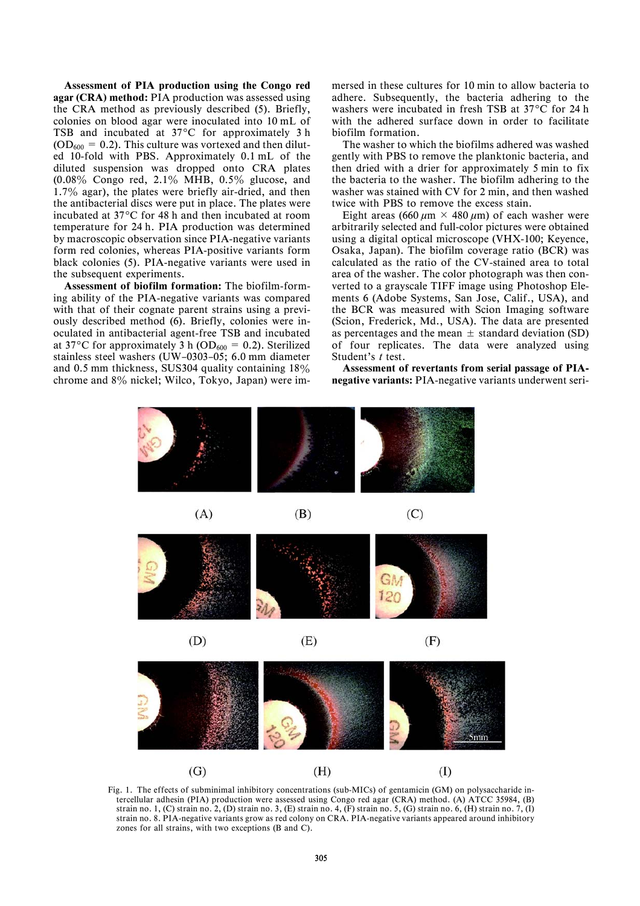**Assessment of PIA production using the Congo red agar (CRA) method:** PIA production was assessed using the CRA method as previously described (5). Briefly, colonies on blood agar were inoculated into 10 mL of TSB and incubated at 37°C for approximately 3 h ($OD_{600}$ = 0.2). This culture was vortexed and then diluted 10-fold with PBS. Approximately 0.1 mL of the diluted suspension was dropped onto CRA plates (0.08% Congo red, 2.1% MHB, 0.5% glucose, and 1.7% agar), the plates were briefly air-dried, and then the antibacterial discs were put in place. The plates were incubated at 37°C for 48 h and then incubated at room temperature for 24 h. PIA production was determined by macroscopic observation since PIA-negative variants form red colonies, whereas PIA-positive variants form black colonies (5). PIA-negative variants were used in the subsequent experiments.

**Assessment of biofilm formation:** The biofilm-forming ability of the PIA-negative variants was compared with that of their cognate parent strains using a previously described method (6). Briefly, colonies were inoculated in antibacterial agent-free TSB and incubated at 37°C for approximately 3 h ($OD_{600}$ = 0.2). Sterilized stainless steel washers (UW–0303–05; 6.0 mm diameter and 0.5 mm thickness, SUS304 quality containing 18% chrome and 8% nickel; Wilco, Tokyo, Japan) were immersed in these cultures for 10 min to allow bacteria to adhere. Subsequently, the bacteria adhering to the washers were incubated in fresh TSB at 37°C for 24 h with the adhered surface down in order to facilitate biofilm formation.

The washer to which the biofilms adhered was washed gently with PBS to remove the planktonic bacteria, and then dried with a drier for approximately 5 min to fix the bacteria to the washer. The biofilm adhering to the washer was stained with CV for 2 min, and then washed twice with PBS to remove the excess stain.

Eight areas (660 $\mu$m × 480 $\mu$m) of each washer were arbitrarily selected and full-color pictures were obtained using a digital optical microscope (VHX-100; Keyence, Osaka, Japan). The biofilm coverage ratio (BCR) was calculated as the ratio of the CV-stained area to total area of the washer. The color photograph was then converted to a grayscale TIFF image using Photoshop Elements 6 (Adobe Systems, San Jose, Calif., USA), and the BCR was measured with Scion Imaging software (Scion, Frederick, Md., USA). The data are presented as percentages and the mean ± standard deviation (SD) of four replicates. The data were analyzed using Student's *t* test.

**Assessment of revertants from serial passage of PIA-negative variants:** PIA-negative variants underwent seri-

Fig. 1. The effects of subminimal inhibitory concentrations (sub-MICs) of gentamicin (GM) on polysaccharide intercellular adhesin (PIA) production were assessed using Congo red agar (CRA) method. (A) ATCC 35984, (B) strain no. 1, (C) strain no. 2, (D) strain no. 3, (E) strain no. 4, (F) strain no. 5, (G) strain no. 6, (H) strain no. 7, (I) strain no. 8. PIA-negative variants grow as red colony on CRA. PIA-negative variants appeared around inhibitory zones for all strains, with two exceptions (B and C).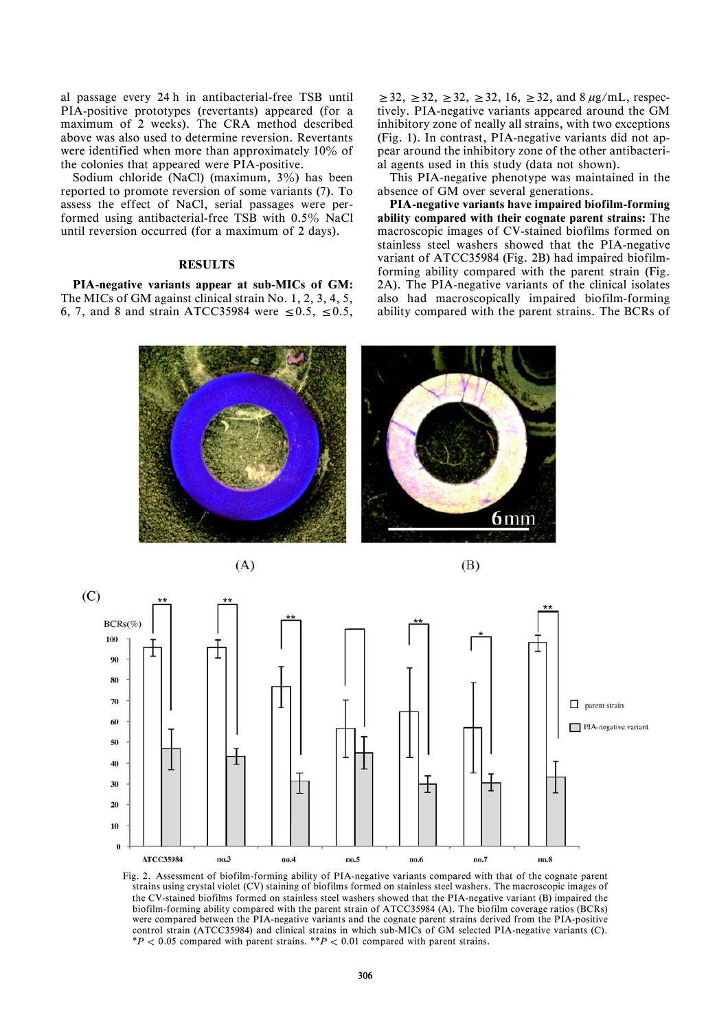al passage every 24 h in antibacterial-free TSB until PIA-positive prototypes (revertants) appeared (for a maximum of 2 weeks). The CRA method described above was also used to determine reversion. Revertants were identified when more than approximately 10% of the colonies that appeared were PIA-positive.

Sodium chloride (NaCl) (maximum, 3%) has been reported to promote reversion of some variants (7). To assess the effect of NaCl, serial passages were performed using antibacterial-free TSB with 0.5% NaCl until reversion occurred (for a maximum of 2 days).

## RESULTS

**PIA-negative variants appear at sub-MICs of GM:** The MICs of GM against clinical strain No. 1, 2, 3, 4, 5, 6, 7, and 8 and strain ATCC35984 were ≤0.5, ≤0.5, ≥32, ≥32, ≥32, ≥32, 16, ≥32, and 8 $\mu$g/mL, respectively. PIA-negative variants appeared around the GM inhibitory zone of neally all strains, with two exceptions (Fig. 1). In contrast, PIA-negative variants did not appear around the inhibitory zone of the other antibacterial agents used in this study (data not shown).

This PIA-negative phenotype was maintained in the absence of GM over several generations.

**PIA-negative variants have impaired biofilm-forming ability compared with their cognate parent strains:** The macroscopic images of CV-stained biofilms formed on stainless steel washers showed that the PIA-negative variant of ATCC35984 (Fig. 2B) had impaired biofilm-forming ability compared with the parent strain (Fig. 2A). The PIA-negative variants of the clinical isolates also had macroscopically impaired biofilm-forming ability compared with the parent strains. The BCRs of

Fig. 2. Assessment of biofilm-forming ability of PIA-negative variants compared with that of the cognate parent strains using crystal violet (CV) staining of biofilms formed on stainless steel washers. The macroscopic images of the CV-stained biofilms formed on stainless steel washers showed that the PIA-negative variant (B) impaired the biofilm-forming ability compared with the parent strain of ATCC35984 (A). The biofilm coverage ratios (BCRs) were compared between the PIA-negative variants and the cognate parent strains derived from the PIA-positive control strain (ATCC35984) and clinical strains in which sub-MICs of GM selected PIA-negative variants (C). \*$P$ < 0.05 compared with parent strains. \*\*$P$ < 0.01 compared with parent strains.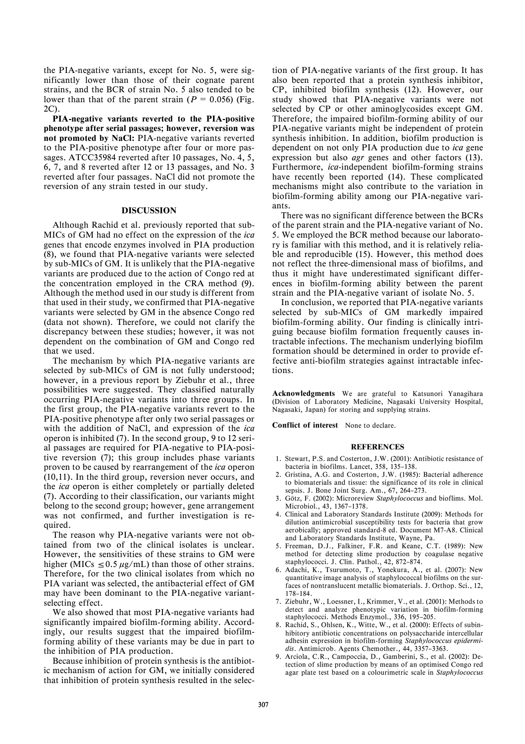the PIA-negative variants, except for No. 5, were significantly lower than those of their cognate parent strains, and the BCR of strain No. 5 also tended to be lower than that of the parent strain ($P = 0.056$) (Fig. 2C).

**PIA-negative variants reverted to the PIA-positive phenotype after serial passages; however, reversion was not promoted by NaCl:** PIA-negative variants reverted to the PIA-positive phenotype after four or more passages. ATCC35984 reverted after 10 passages, No. 4, 5, 6, 7, and 8 reverted after 12 or 13 passages, and No. 3 reverted after four passages. NaCl did not promote the reversion of any strain tested in our study.

## DISCUSSION

Although Rachid et al. previously reported that sub-MICs of GM had no effect on the expression of the *ica* genes that encode enzymes involved in PIA production (8), we found that PIA-negative variants were selected by sub-MICs of GM. It is unlikely that the PIA-negative variants are produced due to the action of Congo red at the concentration employed in the CRA method (9). Although the method used in our study is different from that used in their study, we confirmed that PIA-negative variants were selected by GM in the absence Congo red (data not shown). Therefore, we could not clarify the discrepancy between these studies; however, it was not dependent on the combination of GM and Congo red that we used.

The mechanism by which PIA-negative variants are selected by sub-MICs of GM is not fully understood; however, in a previous report by Ziebuhr et al., three possibilities were suggested. They classified naturally occurring PIA-negative variants into three groups. In the first group, the PIA-negative variants revert to the PIA-positive phenotype after only two serial passages or with the addition of NaCl, and expression of the *ica* operon is inhibited (7). In the second group, 9 to 12 serial passages are required for PIA-negative to PIA-positive reversion (7); this group includes phase variants proven to be caused by rearrangement of the *ica* operon (10,11). In the third group, reversion never occurs, and the *ica* operon is either completely or partially deleted (7). According to their classification, our variants might belong to the second group; however, gene arrangement was not confirmed, and further investigation is required.

The reason why PIA-negative variants were not obtained from two of the clinical isolates is unclear. However, the sensitivities of these strains to GM were higher (MICs $\leq 0.5\ \mu$g/mL) than those of other strains. Therefore, for the two clinical isolates from which no PIA variant was selected, the antibacterial effect of GM may have been dominant to the PIA-negative variant-selecting effect.

We also showed that most PIA-negative variants had significantly impaired biofilm-forming ability. Accordingly, our results suggest that the impaired biofilm-forming ability of these variants may be due in part to the inhibition of PIA production.

Because inhibition of protein synthesis is the antibiotic mechanism of action for GM, we initially considered that inhibition of protein synthesis resulted in the selection of PIA-negative variants of the first group. It has also been reported that a protein synthesis inhibitor, CP, inhibited biofilm synthesis (12). However, our study showed that PIA-negative variants were not selected by CP or other aminoglycosides except GM. Therefore, the impaired biofilm-forming ability of our PIA-negative variants might be independent of protein synthesis inhibition. In addition, biofilm production is dependent on not only PIA production due to *ica* gene expression but also *agr* genes and other factors (13). Furthermore, *ica*-independent biofilm-forming strains have recently been reported (14). These complicated mechanisms might also contribute to the variation in biofilm-forming ability among our PIA-negative variants.

There was no significant difference between the BCRs of the parent strain and the PIA-negative variant of No. 5. We employed the BCR method because our laboratory is familiar with this method, and it is relatively reliable and reproducible (15). However, this method does not reflect the three-dimensional mass of biofilms, and thus it might have underestimated significant differences in biofilm-forming ability between the parent strain and the PIA-negative variant of isolate No. 5.

In conclusion, we reported that PIA-negative variants selected by sub-MICs of GM markedly impaired biofilm-forming ability. Our finding is clinically intriguing because biofilm formation frequently causes intractable infections. The mechanism underlying biofilm formation should be determined in order to provide effective anti-biofilm strategies against intractable infections.

**Acknowledgments** We are grateful to Katsunori Yanagihara (Division of Laboratory Medicine, Nagasaki University Hospital, Nagasaki, Japan) for storing and supplying strains.

**Conflict of interest** None to declare.

## REFERENCES

1. Stewart, P.S. and Costerton, J.W. (2001): Antibiotic resistance of bacteria in biofilms. Lancet, 358, 135–138.
2. Gristina, A.G. and Costerton, J.W. (1985): Bacterial adherence to biomaterials and tissue: the significance of its role in clinical sepsis. J. Bone Joint Surg. Am., 67, 264–273.
3. Götz, F. (2002): Microreview *Staphylococcus* and bioflims. Mol. Microbiol., 43, 1367–1378.
4. Clinical and Laboratory Standards Institute (2009): Methods for dilution antimicrobial susceptibility tests for bacteria that grow aerobically; approved standard-8 ed. Document M7-A8. Clinical and Laboratory Standards Institute, Wayne, Pa.
5. Freeman, D.J., Falkiner, F.R. and Keane, C.T. (1989): New method for detecting slime production by coagulase negative staphylococci. J. Clin. Pathol., 42, 872–874.
6. Adachi, K., Tsurumoto, T., Yonekura, A., et al. (2007): New quantitative image analysis of staphylococcal biofilms on the surfaces of nontranslucent metallic biomaterials. J. Orthop. Sci., 12, 178–184.
7. Ziebuhr, W., Loessner, I., Krimmer, V., et al. (2001): Methods to detect and analyze phenotypic variation in biofilm-forming staphylococci. Methods Enzymol., 336, 195–205.
8. Rachid, S., Ohlsen, K., Witte, W., et al. (2000): Effects of subinhibitory antibiotic concentrations on polysaccharide intercellular adhesin expression in biofilm-forming *Staphylococcus epidermidis*. Antimicrob. Agents Chemother., 44, 3357–3363.
9. Arciola, C.R., Campoccia, D., Gamberini, S., et al. (2002): Detection of slime production by means of an optimised Congo red agar plate test based on a colourimetric scale in *Staphylococcus*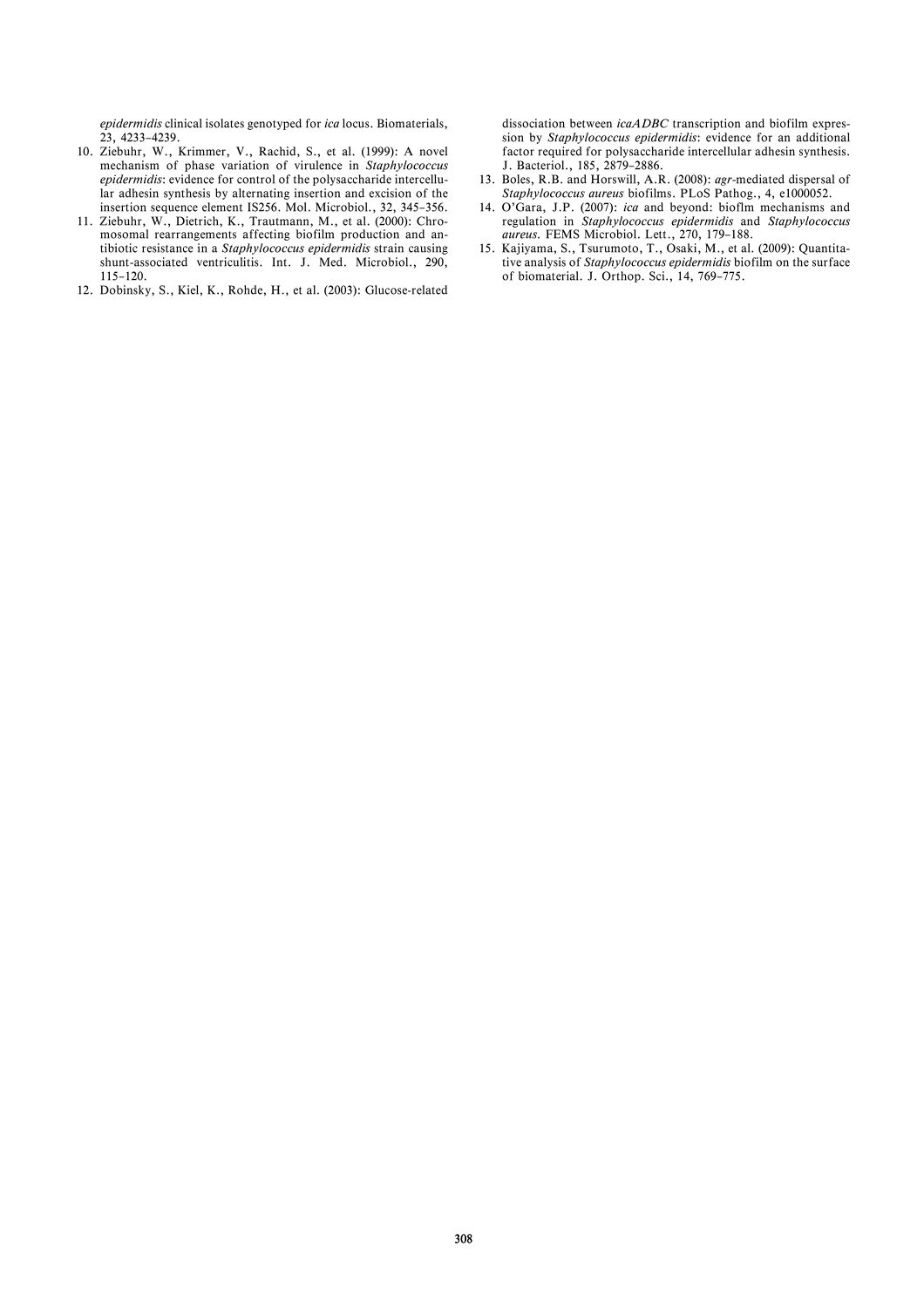*epidermidis* clinical isolates genotyped for *ica* locus. Biomaterials, 23, 4233–4239.

10. Ziebuhr, W., Krimmer, V., Rachid, S., et al. (1999): A novel mechanism of phase variation of virulence in *Staphylococcus epidermidis*: evidence for control of the polysaccharide intercellular adhesin synthesis by alternating insertion and excision of the insertion sequence element IS256. Mol. Microbiol., 32, 345–356.
11. Ziebuhr, W., Dietrich, K., Trautmann, M., et al. (2000): Chromosomal rearrangements affecting biofilm production and antibiotic resistance in a *Staphylococcus epidermidis* strain causing shunt-associated ventriculitis. Int. J. Med. Microbiol., 290, 115–120.
12. Dobinsky, S., Kiel, K., Rohde, H., et al. (2003): Glucose-related dissociation between *icaADBC* transcription and biofilm expression by *Staphylococcus epidermidis*: evidence for an additional factor required for polysaccharide intercellular adhesin synthesis. J. Bacteriol., 185, 2879–2886.
13. Boles, R.B. and Horswill, A.R. (2008): *agr*-mediated dispersal of *Staphylococcus aureus* biofilms. PLoS Pathog., 4, e1000052.
14. O'Gara, J.P. (2007): *ica* and beyond: biofilm mechanisms and regulation in *Staphylococcus epidermidis* and *Staphylococcus aureus*. FEMS Microbiol. Lett., 270, 179–188.
15. Kajiyama, S., Tsurumoto, T., Osaki, M., et al. (2009): Quantitative analysis of *Staphylococcus epidermidis* biofilm on the surface of biomaterial. J. Orthop. Sci., 14, 769–775.